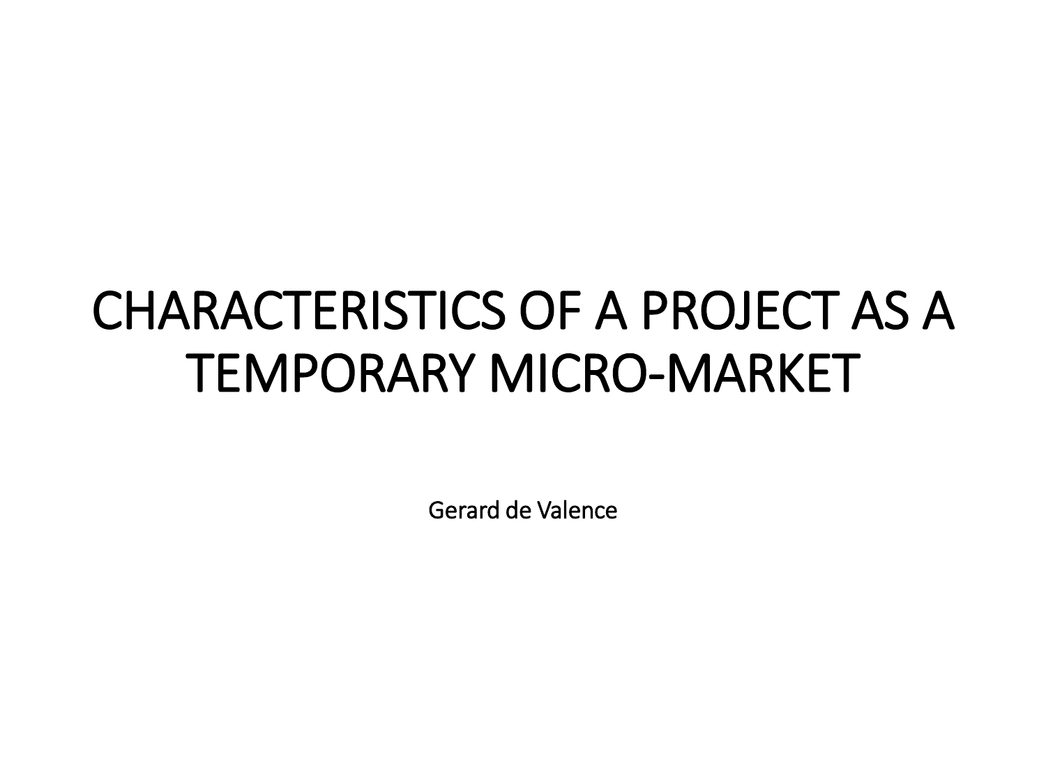# CHARACTERISTICS OF A PROJECT AS A TEMPORARY MICRO-MARKET

Gerard de Valence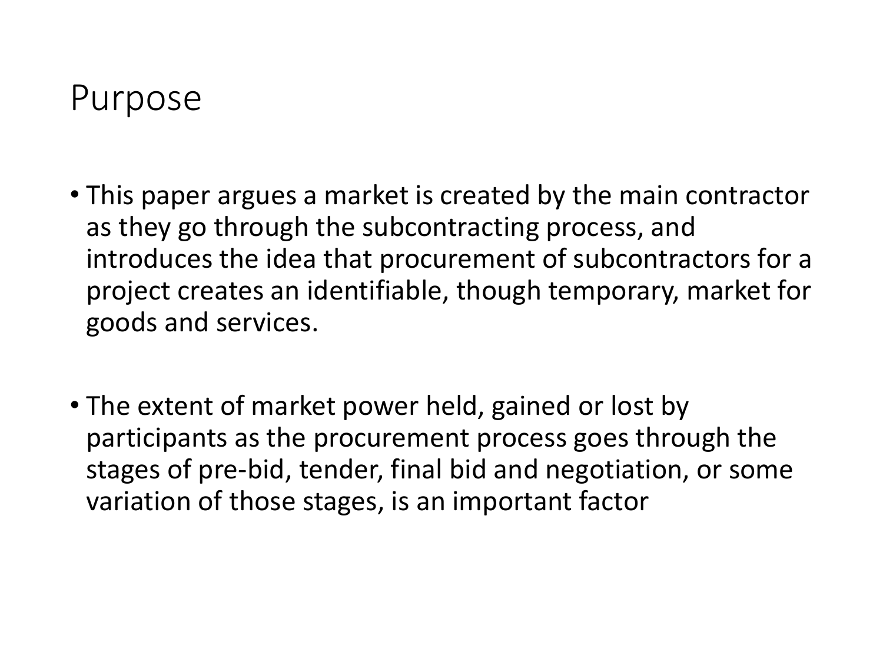# Purpose

- This paper argues a market is created by the main contractor as they go through the subcontracting process, and introduces the idea that procurement of subcontractors for a project creates an identifiable, though temporary, market for goods and services.
- The extent of market power held, gained or lost by participants as the procurement process goes through the stages of pre-bid, tender, final bid and negotiation, or some variation of those stages, is an important factor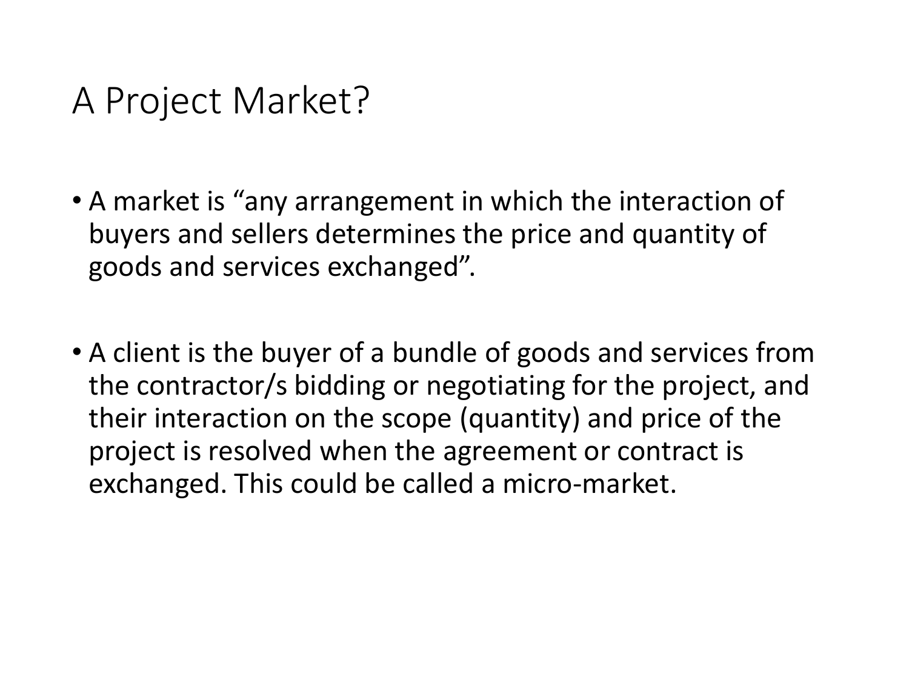# A Project Market?

- A market is “any arrangement in which the interaction of buyers and sellers determines the price and quantity of goods and services exchanged”.

- A client is the buyer of a bundle of goods and services from the contractor/s bidding or negotiating for the project, and their interaction on the scope (quantity) and price of the project is resolved when the agreement or contract is exchanged. This could be called a micro-market.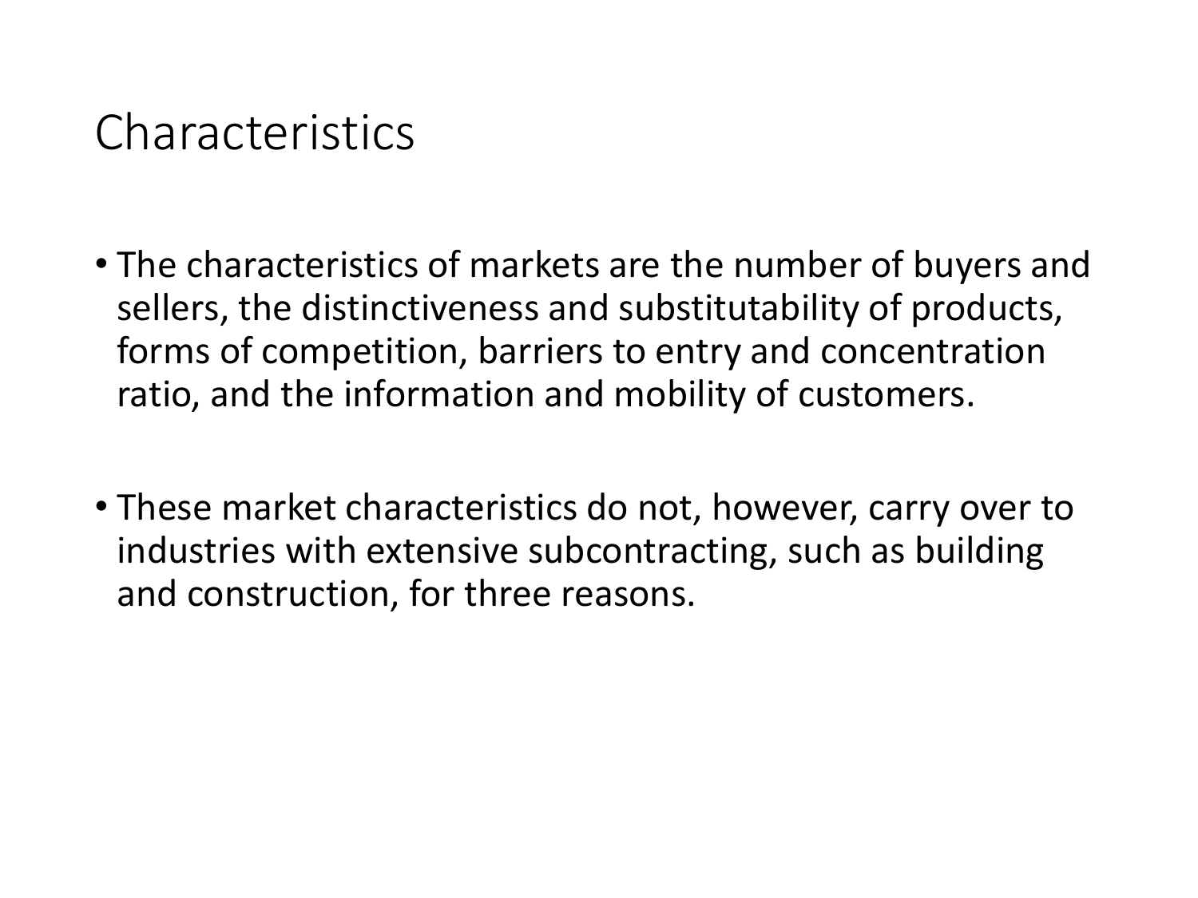# Characteristics

- The characteristics of markets are the number of buyers and sellers, the distinctiveness and substitutability of products, forms of competition, barriers to entry and concentration ratio, and the information and mobility of customers.
- These market characteristics do not, however, carry over to industries with extensive subcontracting, such as building and construction, for three reasons.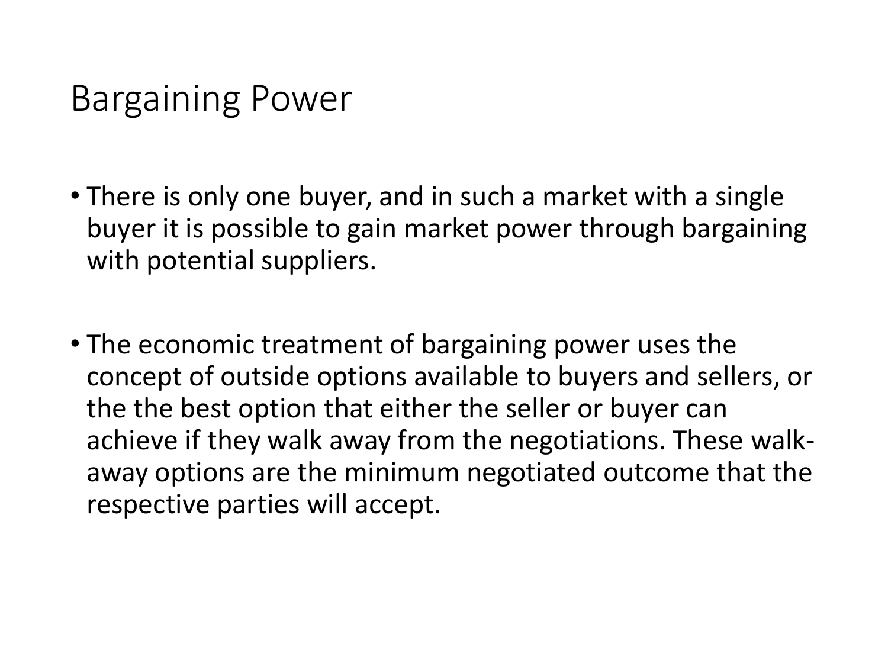# Bargaining Power

- There is only one buyer, and in such a market with a single buyer it is possible to gain market power through bargaining with potential suppliers.

- The economic treatment of bargaining power uses the concept of outside options available to buyers and sellers, or the the best option that either the seller or buyer can achieve if they walk away from the negotiations. These walk-away options are the minimum negotiated outcome that the respective parties will accept.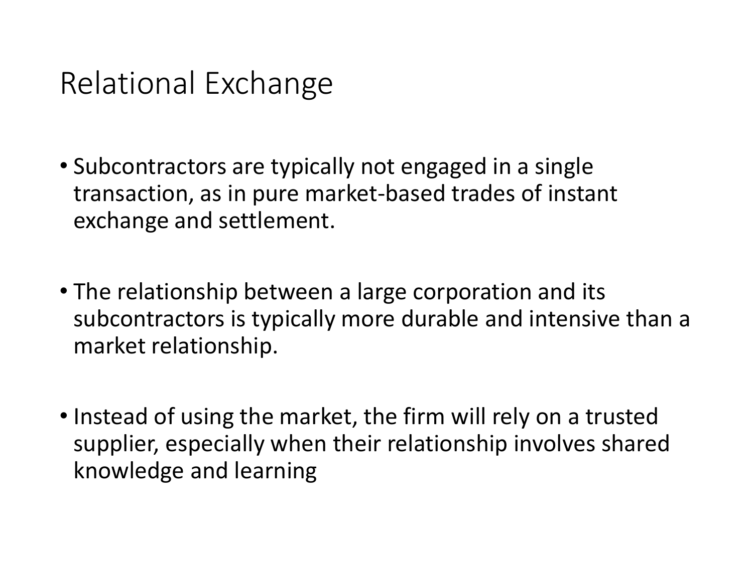# Relational Exchange

- Subcontractors are typically not engaged in a single transaction, as in pure market-based trades of instant exchange and settlement.

- The relationship between a large corporation and its subcontractors is typically more durable and intensive than a market relationship.

- Instead of using the market, the firm will rely on a trusted supplier, especially when their relationship involves shared knowledge and learning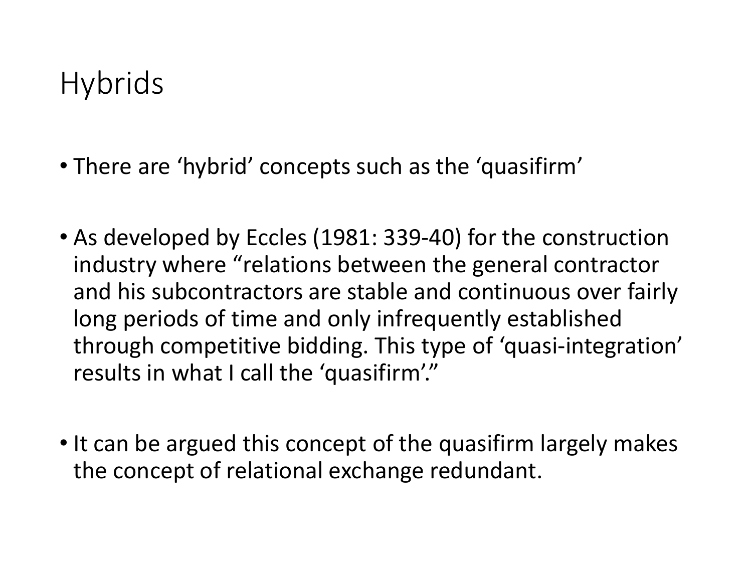# Hybrids

- There are ‘hybrid’ concepts such as the ‘quasifirm’
- As developed by Eccles (1981: 339-40) for the construction industry where “relations between the general contractor and his subcontractors are stable and continuous over fairly long periods of time and only infrequently established through competitive bidding. This type of ‘quasi-integration’ results in what I call the ‘quasifirm’.”
- It can be argued this concept of the quasifirm largely makes the concept of relational exchange redundant.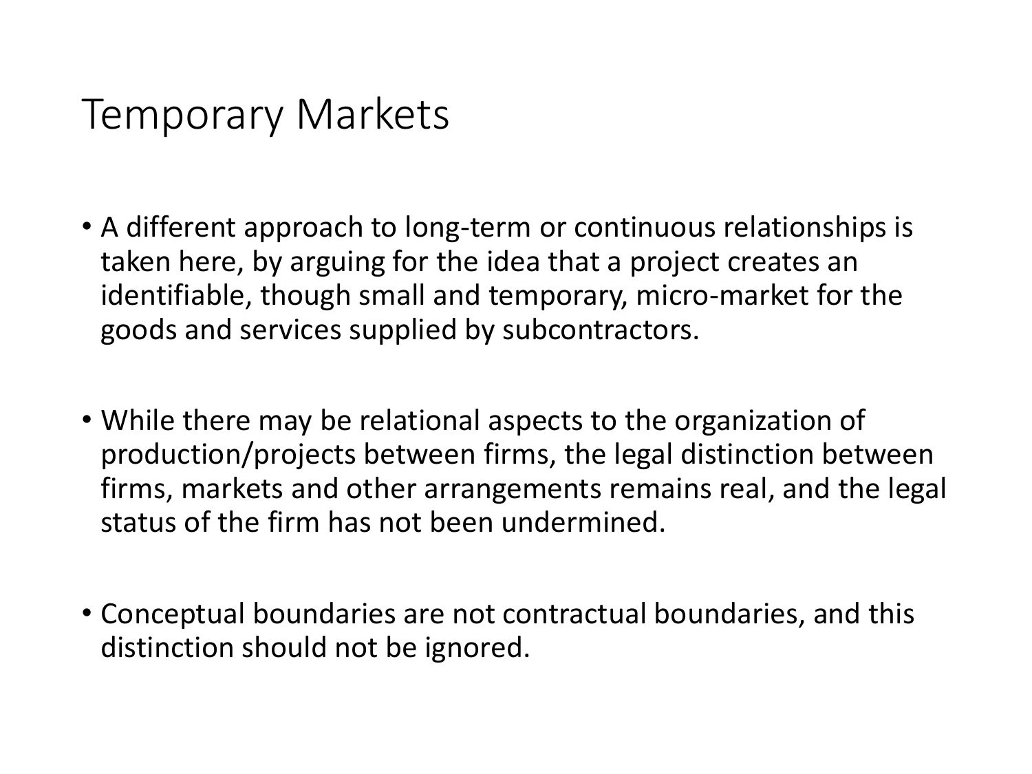# Temporary Markets

- A different approach to long-term or continuous relationships is taken here, by arguing for the idea that a project creates an identifiable, though small and temporary, micro-market for the goods and services supplied by subcontractors.

- While there may be relational aspects to the organization of production/projects between firms, the legal distinction between firms, markets and other arrangements remains real, and the legal status of the firm has not been undermined.

- Conceptual boundaries are not contractual boundaries, and this distinction should not be ignored.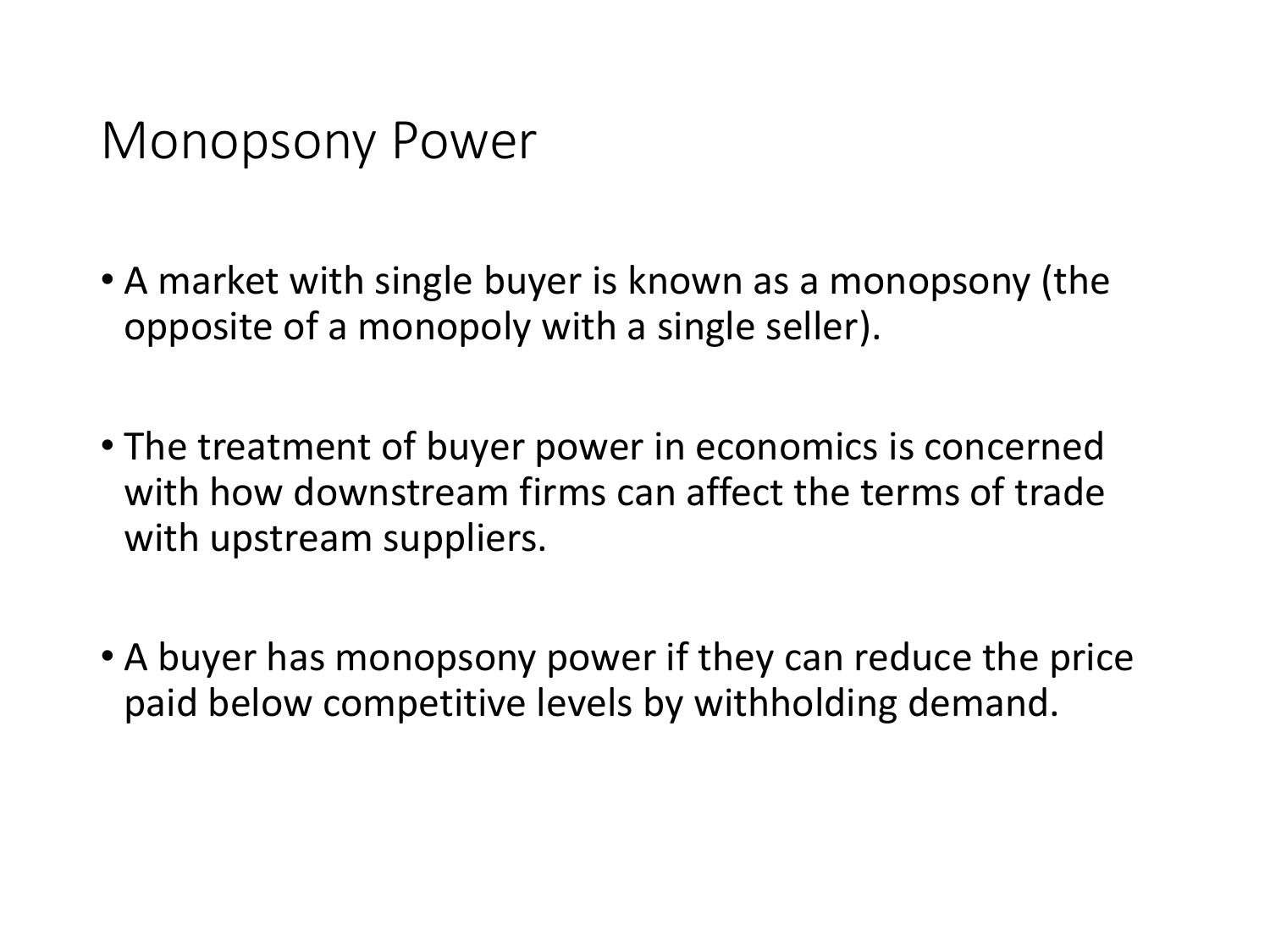# Monopsony Power

- A market with single buyer is known as a monopsony (the opposite of a monopoly with a single seller).
- The treatment of buyer power in economics is concerned with how downstream firms can affect the terms of trade with upstream suppliers.
- A buyer has monopsony power if they can reduce the price paid below competitive levels by withholding demand.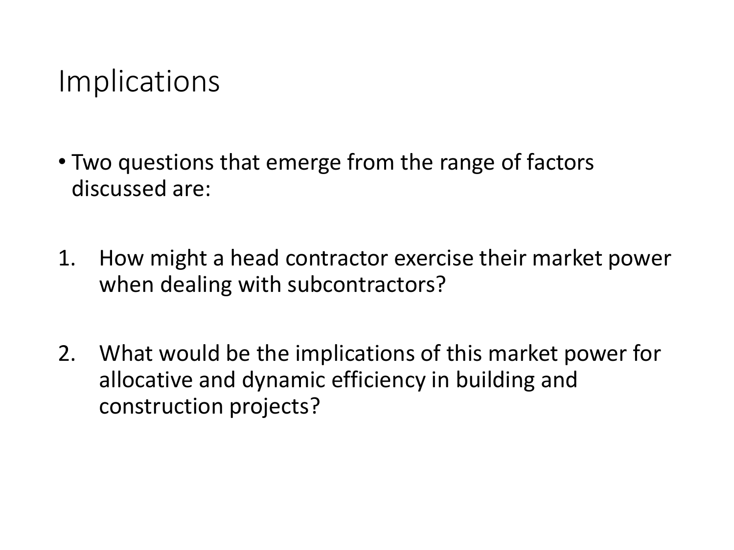# Implications

- Two questions that emerge from the range of factors discussed are:

1. How might a head contractor exercise their market power when dealing with subcontractors?

2. What would be the implications of this market power for allocative and dynamic efficiency in building and construction projects?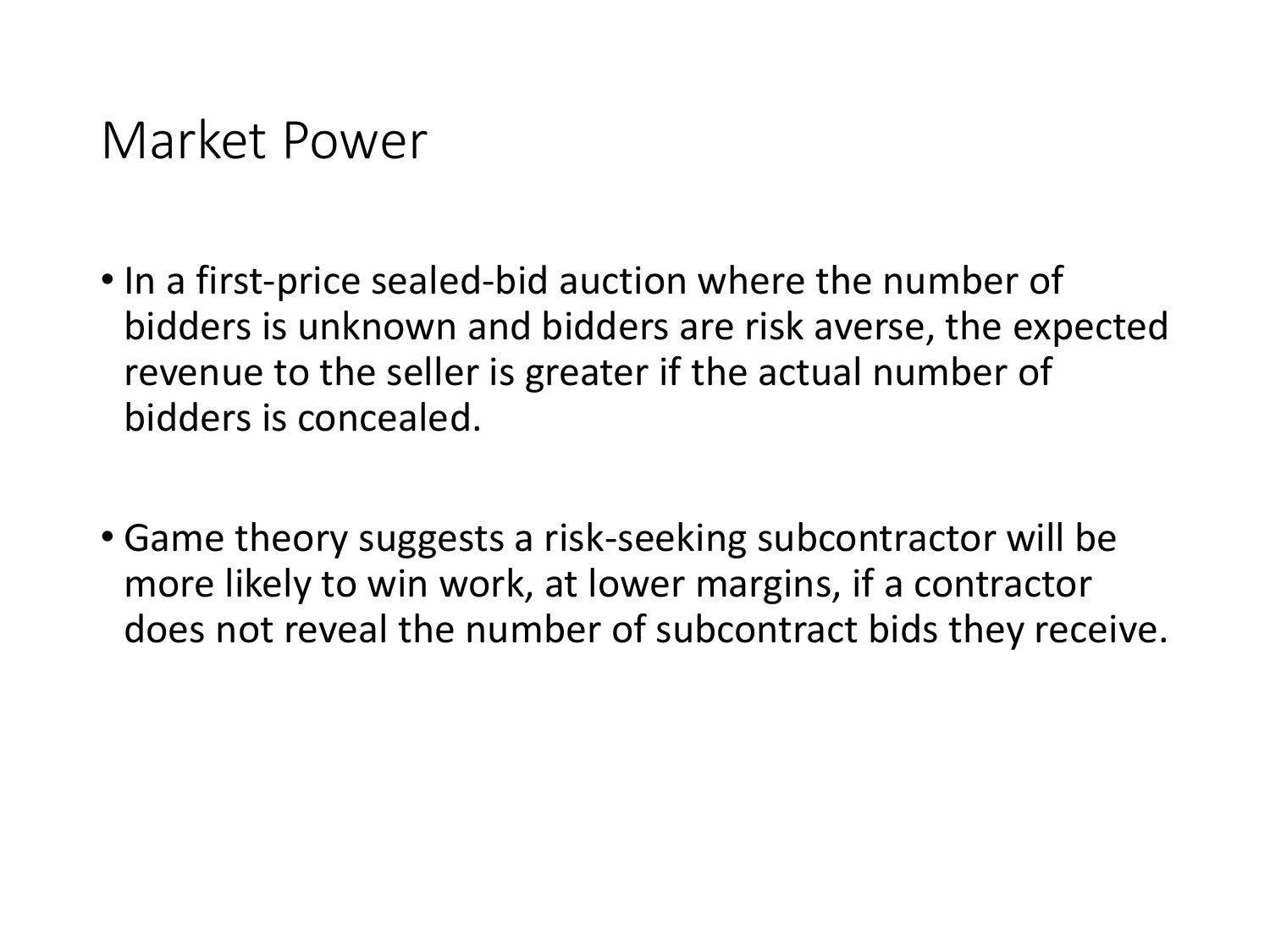# Market Power

- In a first-price sealed-bid auction where the number of bidders is unknown and bidders are risk averse, the expected revenue to the seller is greater if the actual number of bidders is concealed.

- Game theory suggests a risk-seeking subcontractor will be more likely to win work, at lower margins, if a contractor does not reveal the number of subcontract bids they receive.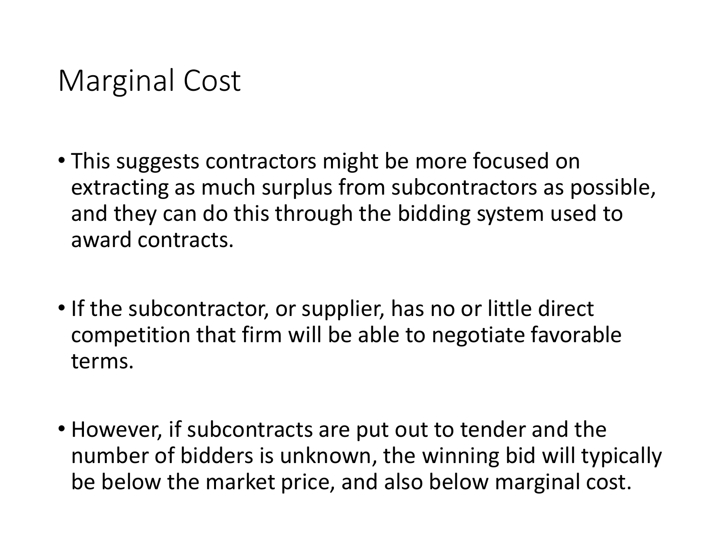# Marginal Cost

- This suggests contractors might be more focused on extracting as much surplus from subcontractors as possible, and they can do this through the bidding system used to award contracts.
- If the subcontractor, or supplier, has no or little direct competition that firm will be able to negotiate favorable terms.
- However, if subcontracts are put out to tender and the number of bidders is unknown, the winning bid will typically be below the market price, and also below marginal cost.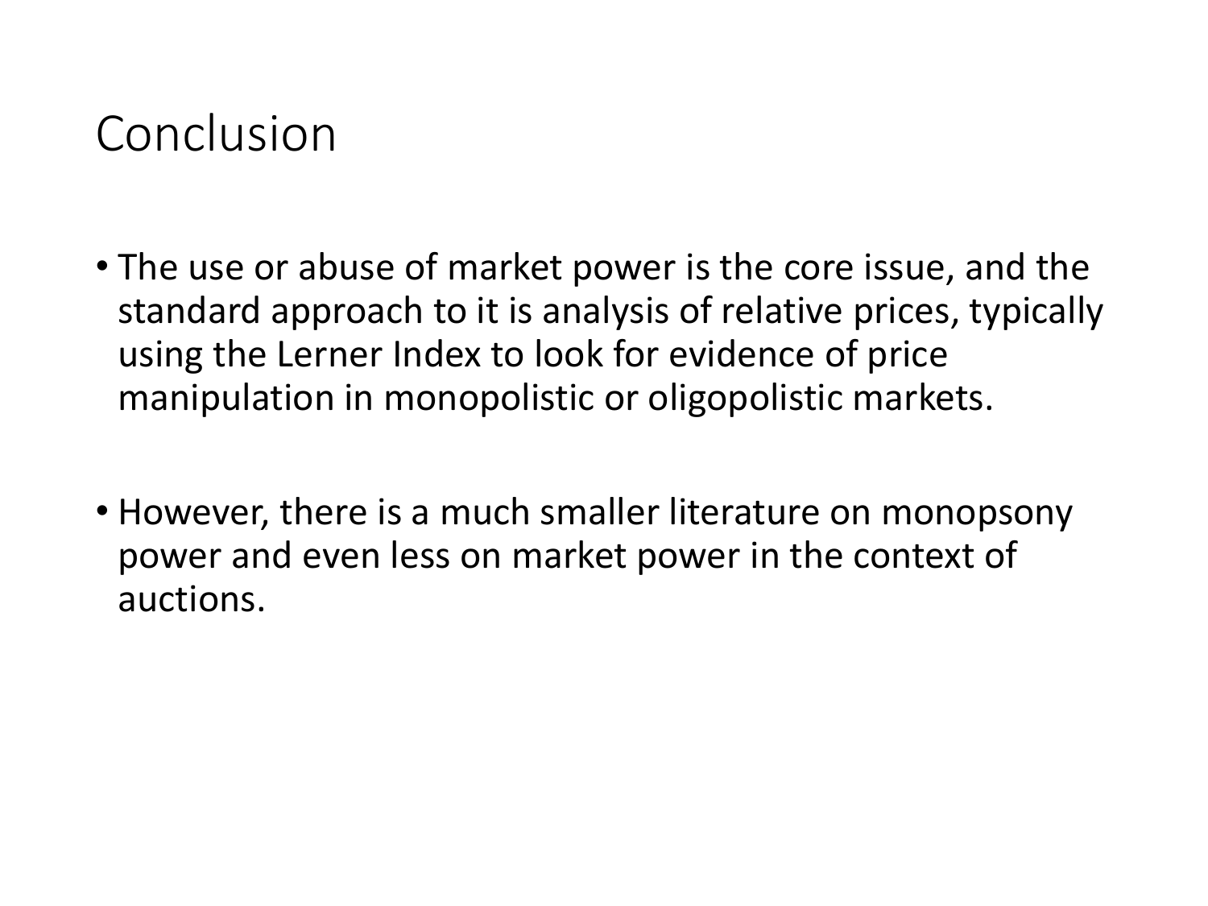# Conclusion

- The use or abuse of market power is the core issue, and the standard approach to it is analysis of relative prices, typically using the Lerner Index to look for evidence of price manipulation in monopolistic or oligopolistic markets.

- However, there is a much smaller literature on monopsony power and even less on market power in the context of auctions.